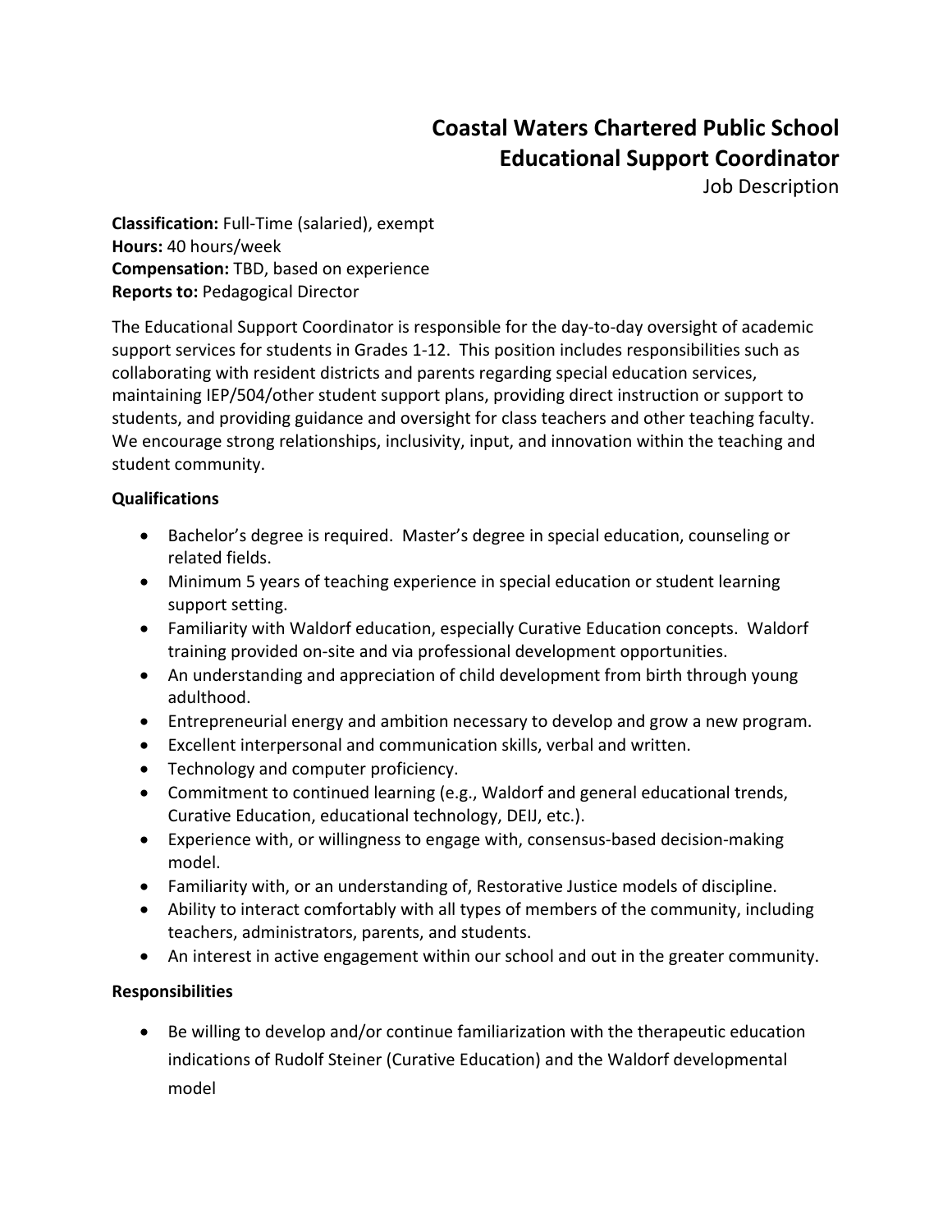# Coastal Waters Chartered Public School
## Educational Support Coordinator
Job Description

**Classification:** Full-Time (salaried), exempt
**Hours:** 40 hours/week
**Compensation:** TBD, based on experience
**Reports to:** Pedagogical Director

The Educational Support Coordinator is responsible for the day-to-day oversight of academic support services for students in Grades 1-12. This position includes responsibilities such as collaborating with resident districts and parents regarding special education services, maintaining IEP/504/other student support plans, providing direct instruction or support to students, and providing guidance and oversight for class teachers and other teaching faculty. We encourage strong relationships, inclusivity, input, and innovation within the teaching and student community.

**Qualifications**

- Bachelor's degree is required. Master's degree in special education, counseling or related fields.
- Minimum 5 years of teaching experience in special education or student learning support setting.
- Familiarity with Waldorf education, especially Curative Education concepts. Waldorf training provided on-site and via professional development opportunities.
- An understanding and appreciation of child development from birth through young adulthood.
- Entrepreneurial energy and ambition necessary to develop and grow a new program.
- Excellent interpersonal and communication skills, verbal and written.
- Technology and computer proficiency.
- Commitment to continued learning (e.g., Waldorf and general educational trends, Curative Education, educational technology, DEIJ, etc.).
- Experience with, or willingness to engage with, consensus-based decision-making model.
- Familiarity with, or an understanding of, Restorative Justice models of discipline.
- Ability to interact comfortably with all types of members of the community, including teachers, administrators, parents, and students.
- An interest in active engagement within our school and out in the greater community.

**Responsibilities**

- Be willing to develop and/or continue familiarization with the therapeutic education indications of Rudolf Steiner (Curative Education) and the Waldorf developmental model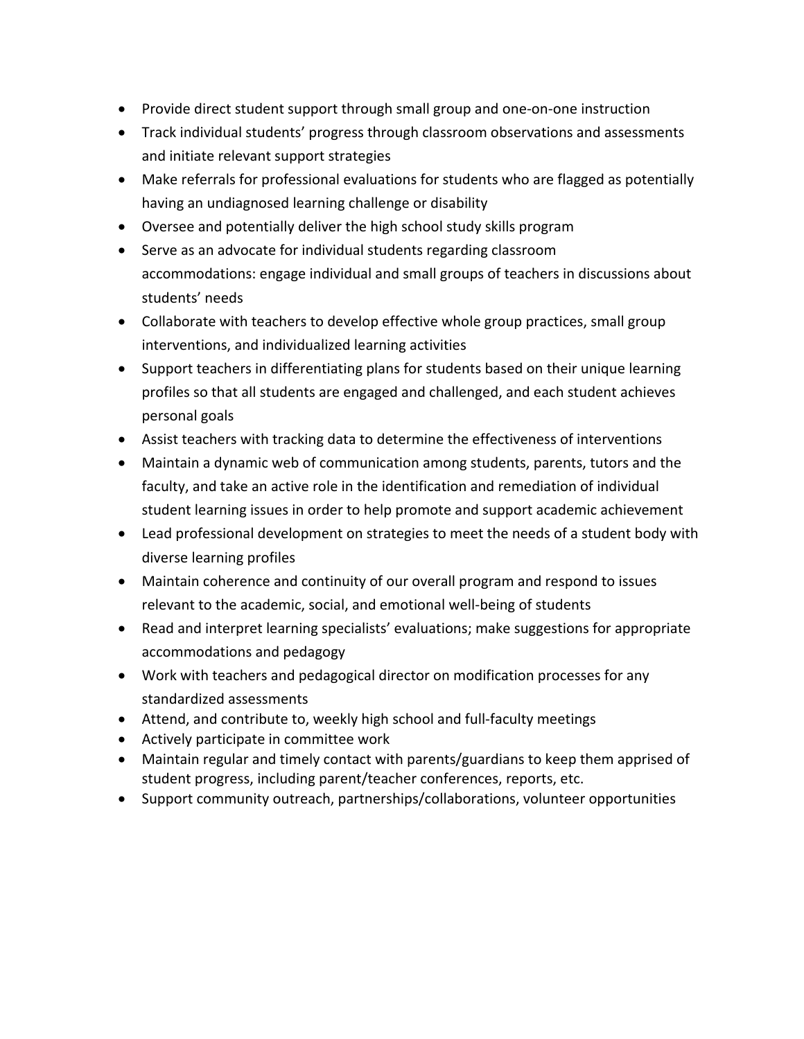- Provide direct student support through small group and one-on-one instruction
- Track individual students' progress through classroom observations and assessments and initiate relevant support strategies
- Make referrals for professional evaluations for students who are flagged as potentially having an undiagnosed learning challenge or disability
- Oversee and potentially deliver the high school study skills program
- Serve as an advocate for individual students regarding classroom accommodations: engage individual and small groups of teachers in discussions about students' needs
- Collaborate with teachers to develop effective whole group practices, small group interventions, and individualized learning activities
- Support teachers in differentiating plans for students based on their unique learning profiles so that all students are engaged and challenged, and each student achieves personal goals
- Assist teachers with tracking data to determine the effectiveness of interventions
- Maintain a dynamic web of communication among students, parents, tutors and the faculty, and take an active role in the identification and remediation of individual student learning issues in order to help promote and support academic achievement
- Lead professional development on strategies to meet the needs of a student body with diverse learning profiles
- Maintain coherence and continuity of our overall program and respond to issues relevant to the academic, social, and emotional well-being of students
- Read and interpret learning specialists' evaluations; make suggestions for appropriate accommodations and pedagogy
- Work with teachers and pedagogical director on modification processes for any standardized assessments
- Attend, and contribute to, weekly high school and full-faculty meetings
- Actively participate in committee work
- Maintain regular and timely contact with parents/guardians to keep them apprised of student progress, including parent/teacher conferences, reports, etc.
- Support community outreach, partnerships/collaborations, volunteer opportunities